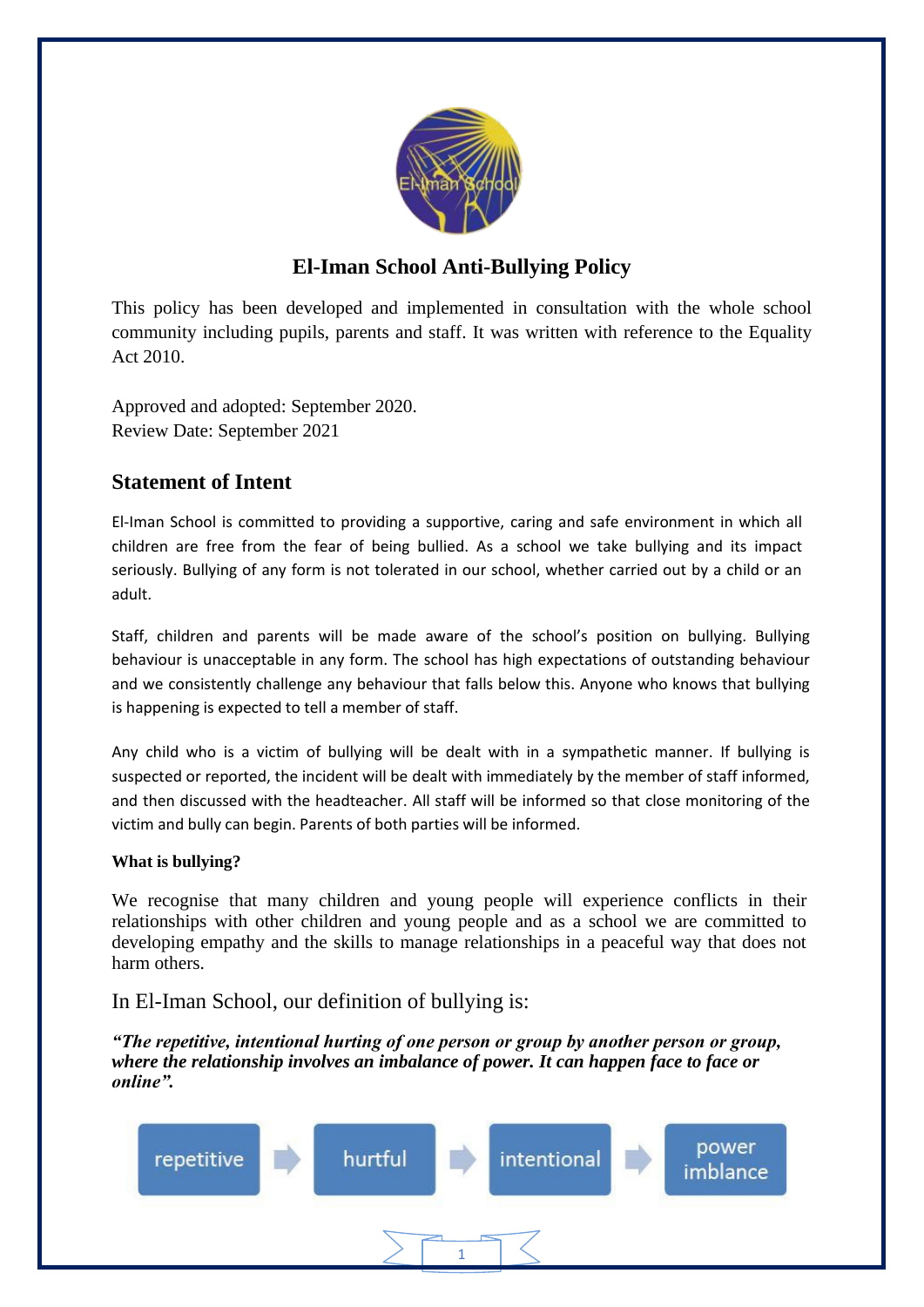# El-Iman School Anti-Bullying Policy

This policy has been developed and implemented in consultation with the whole school community including pupils, parents and staff. It was written with reference to the Equality Act 2010.

Approved and adopted: September 2020.
Review Date: September 2021

## Statement of Intent

El-Iman School is committed to providing a supportive, caring and safe environment in which all children are free from the fear of being bullied. As a school we take bullying and its impact seriously. Bullying of any form is not tolerated in our school, whether carried out by a child or an adult.

Staff, children and parents will be made aware of the school's position on bullying. Bullying behaviour is unacceptable in any form. The school has high expectations of outstanding behaviour and we consistently challenge any behaviour that falls below this. Anyone who knows that bullying is happening is expected to tell a member of staff.

Any child who is a victim of bullying will be dealt with in a sympathetic manner. If bullying is suspected or reported, the incident will be dealt with immediately by the member of staff informed, and then discussed with the headteacher. All staff will be informed so that close monitoring of the victim and bully can begin. Parents of both parties will be informed.

**What is bullying?**

We recognise that many children and young people will experience conflicts in their relationships with other children and young people and as a school we are committed to developing empathy and the skills to manage relationships in a peaceful way that does not harm others.

In El-Iman School, our definition of bullying is:

***"The repetitive, intentional hurting of one person or group by another person or group, where the relationship involves an imbalance of power. It can happen face to face or online".***

repetitive → hurtful → intentional → power imblance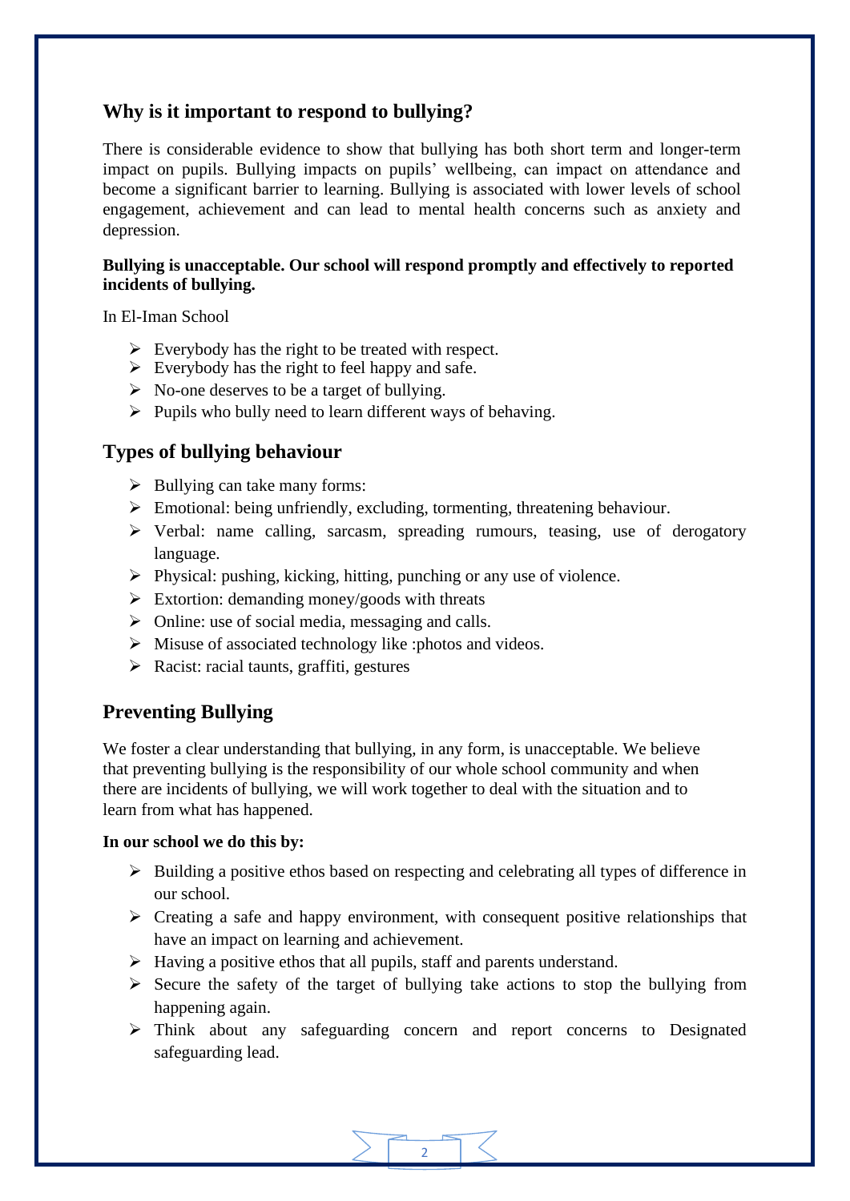## Why is it important to respond to bullying?

There is considerable evidence to show that bullying has both short term and longer-term impact on pupils. Bullying impacts on pupils' wellbeing, can impact on attendance and become a significant barrier to learning. Bullying is associated with lower levels of school engagement, achievement and can lead to mental health concerns such as anxiety and depression.

**Bullying is unacceptable. Our school will respond promptly and effectively to reported incidents of bullying.**

In El-Iman School

- Everybody has the right to be treated with respect.
- Everybody has the right to feel happy and safe.
- No-one deserves to be a target of bullying.
- Pupils who bully need to learn different ways of behaving.

## Types of bullying behaviour

- Bullying can take many forms:
- Emotional: being unfriendly, excluding, tormenting, threatening behaviour.
- Verbal: name calling, sarcasm, spreading rumours, teasing, use of derogatory language.
- Physical: pushing, kicking, hitting, punching or any use of violence.
- Extortion: demanding money/goods with threats
- Online: use of social media, messaging and calls.
- Misuse of associated technology like :photos and videos.
- Racist: racial taunts, graffiti, gestures

## Preventing Bullying

We foster a clear understanding that bullying, in any form, is unacceptable. We believe that preventing bullying is the responsibility of our whole school community and when there are incidents of bullying, we will work together to deal with the situation and to learn from what has happened.

**In our school we do this by:**

- Building a positive ethos based on respecting and celebrating all types of difference in our school.
- Creating a safe and happy environment, with consequent positive relationships that have an impact on learning and achievement.
- Having a positive ethos that all pupils, staff and parents understand.
- Secure the safety of the target of bullying take actions to stop the bullying from happening again.
- Think about any safeguarding concern and report concerns to Designated safeguarding lead.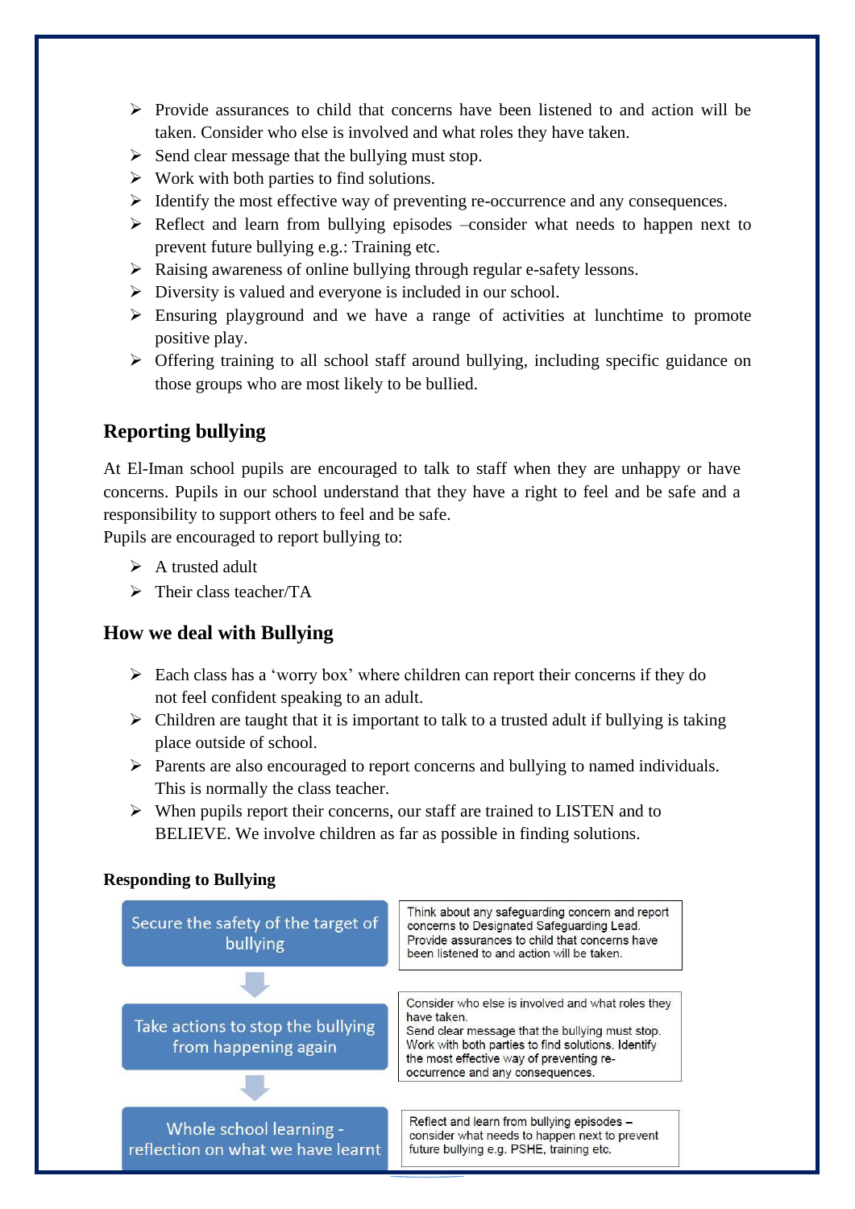- Provide assurances to child that concerns have been listened to and action will be taken. Consider who else is involved and what roles they have taken.
- Send clear message that the bullying must stop.
- Work with both parties to find solutions.
- Identify the most effective way of preventing re-occurrence and any consequences.
- Reflect and learn from bullying episodes –consider what needs to happen next to prevent future bullying e.g.: Training etc.
- Raising awareness of online bullying through regular e-safety lessons.
- Diversity is valued and everyone is included in our school.
- Ensuring playground and we have a range of activities at lunchtime to promote positive play.
- Offering training to all school staff around bullying, including specific guidance on those groups who are most likely to be bullied.

## Reporting bullying

At El-Iman school pupils are encouraged to talk to staff when they are unhappy or have concerns. Pupils in our school understand that they have a right to feel and be safe and a responsibility to support others to feel and be safe.
Pupils are encouraged to report bullying to:

- A trusted adult
- Their class teacher/TA

## How we deal with Bullying

- Each class has a 'worry box' where children can report their concerns if they do not feel confident speaking to an adult.
- Children are taught that it is important to talk to a trusted adult if bullying is taking place outside of school.
- Parents are also encouraged to report concerns and bullying to named individuals. This is normally the class teacher.
- When pupils report their concerns, our staff are trained to LISTEN and to BELIEVE. We involve children as far as possible in finding solutions.

### Responding to Bullying

| Step | Action |
| --- | --- |
| Secure the safety of the target of bullying | Think about any safeguarding concern and report concerns to Designated Safeguarding Lead. Provide assurances to child that concerns have been listened to and action will be taken. |
| Take actions to stop the bullying from happening again | Consider who else is involved and what roles they have taken. Send clear message that the bullying must stop. Work with both parties to find solutions. Identify the most effective way of preventing re-occurrence and any consequences. |
| Whole school learning - reflection on what we have learnt | Reflect and learn from bullying episodes – consider what needs to happen next to prevent future bullying e.g. PSHE, training etc. |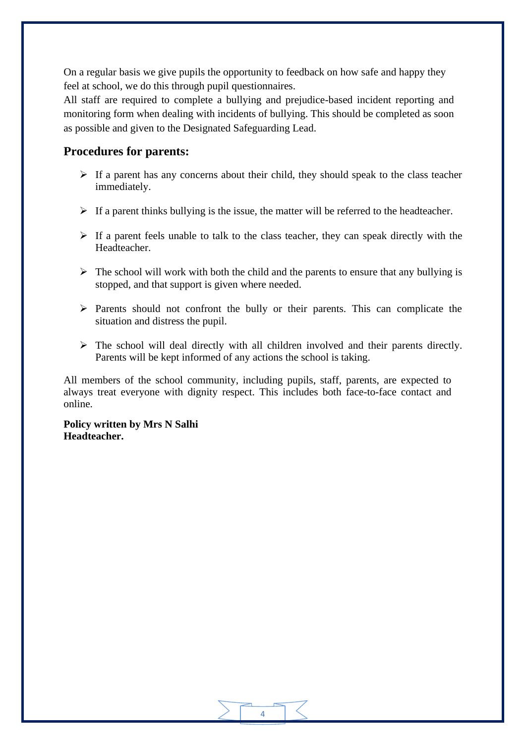On a regular basis we give pupils the opportunity to feedback on how safe and happy they feel at school, we do this through pupil questionnaires.
All staff are required to complete a bullying and prejudice-based incident reporting and monitoring form when dealing with incidents of bullying. This should be completed as soon as possible and given to the Designated Safeguarding Lead.

## Procedures for parents:

- If a parent has any concerns about their child, they should speak to the class teacher immediately.
- If a parent thinks bullying is the issue, the matter will be referred to the headteacher.
- If a parent feels unable to talk to the class teacher, they can speak directly with the Headteacher.
- The school will work with both the child and the parents to ensure that any bullying is stopped, and that support is given where needed.
- Parents should not confront the bully or their parents. This can complicate the situation and distress the pupil.
- The school will deal directly with all children involved and their parents directly. Parents will be kept informed of any actions the school is taking.

All members of the school community, including pupils, staff, parents, are expected to always treat everyone with dignity respect. This includes both face-to-face contact and online.

**Policy written by Mrs N Salhi**
**Headteacher.**